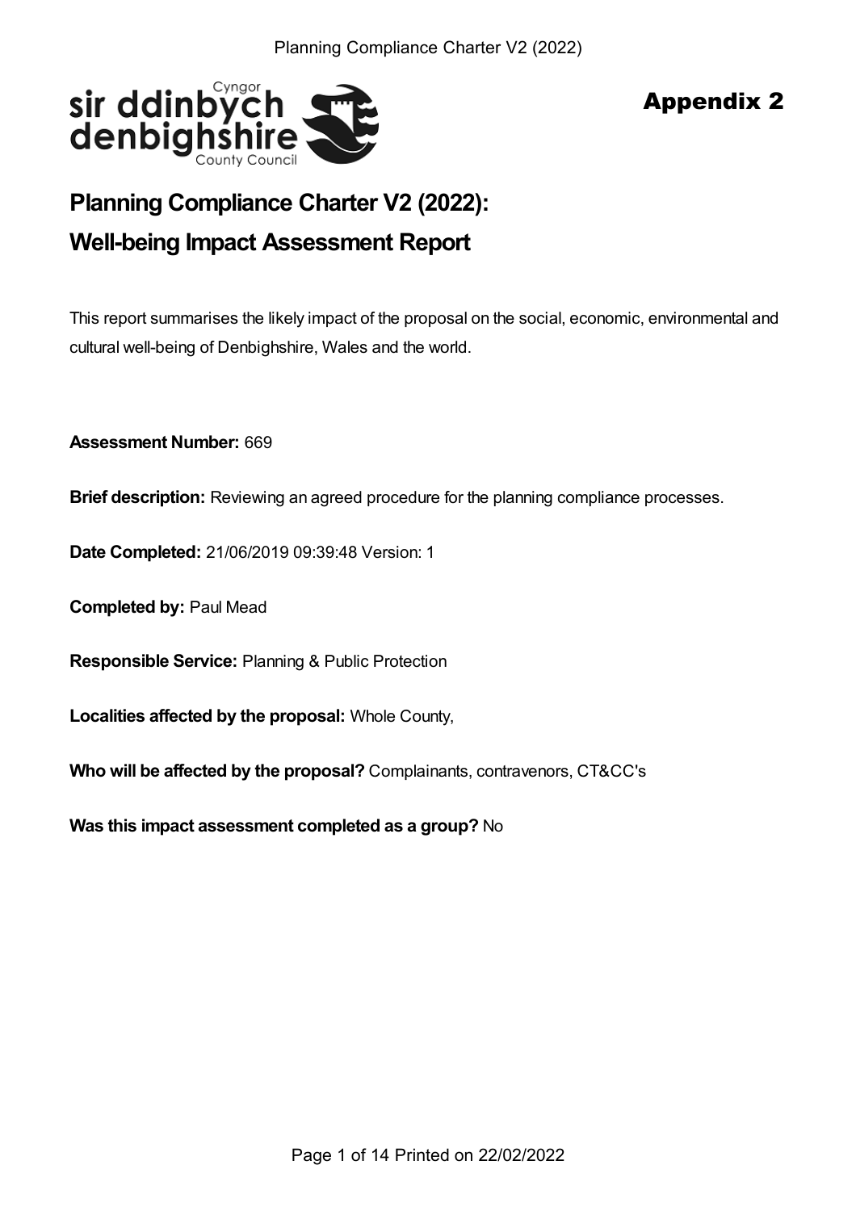Appendix 2

# Planning Compliance Charter V2 (2022):

# Well-being Impact Assessment Report

This report summarises the likely impact of the proposal on the social, economic, environmental and cultural well-being of Denbighshire, Wales and the world.

**Assessment Number:** 669

**Brief description:** Reviewing an agreed procedure for the planning compliance processes.

**Date Completed:** 21/06/2019 09:39:48 Version: 1

**Completed by:** Paul Mead

**Responsible Service:** Planning & Public Protection

**Localities affected by the proposal:** Whole County,

**Who will be affected by the proposal?** Complainants, contravenors, CT&CC's

**Was this impact assessment completed as a group?** No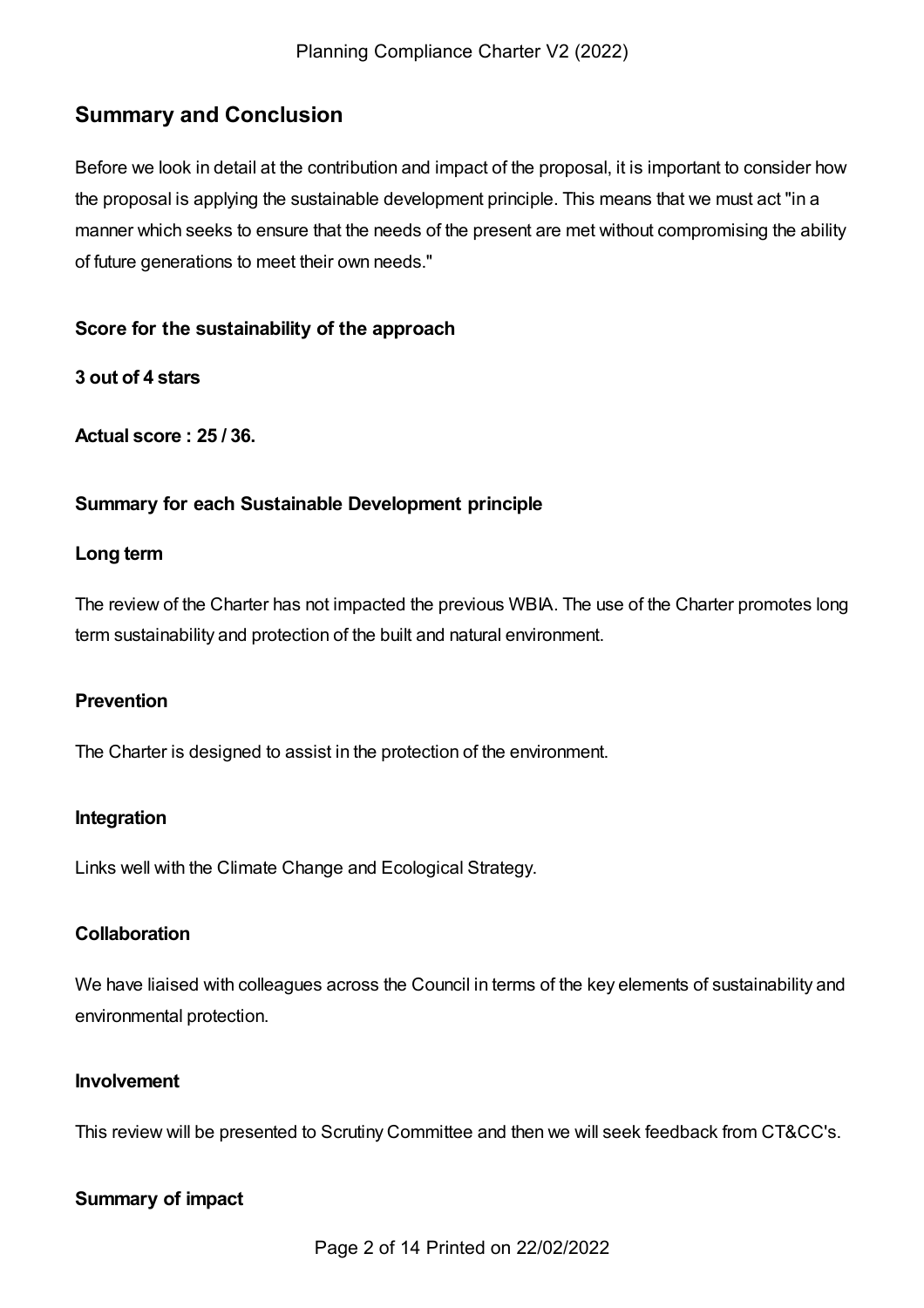## Summary and Conclusion

Before we look in detail at the contribution and impact of the proposal, it is important to consider how the proposal is applying the sustainable development principle. This means that we must act "in a manner which seeks to ensure that the needs of the present are met without compromising the ability of future generations to meet their own needs."

### Score for the sustainability of the approach

**3 out of 4 stars**

**Actual score : 25 / 36.**

### Summary for each Sustainable Development principle

#### Long term

The review of the Charter has not impacted the previous WBIA. The use of the Charter promotes long term sustainability and protection of the built and natural environment.

#### Prevention

The Charter is designed to assist in the protection of the environment.

#### Integration

Links well with the Climate Change and Ecological Strategy.

#### Collaboration

We have liaised with colleagues across the Council in terms of the key elements of sustainability and environmental protection.

#### Involvement

This review will be presented to Scrutiny Committee and then we will seek feedback from CT&CC's.

### Summary of impact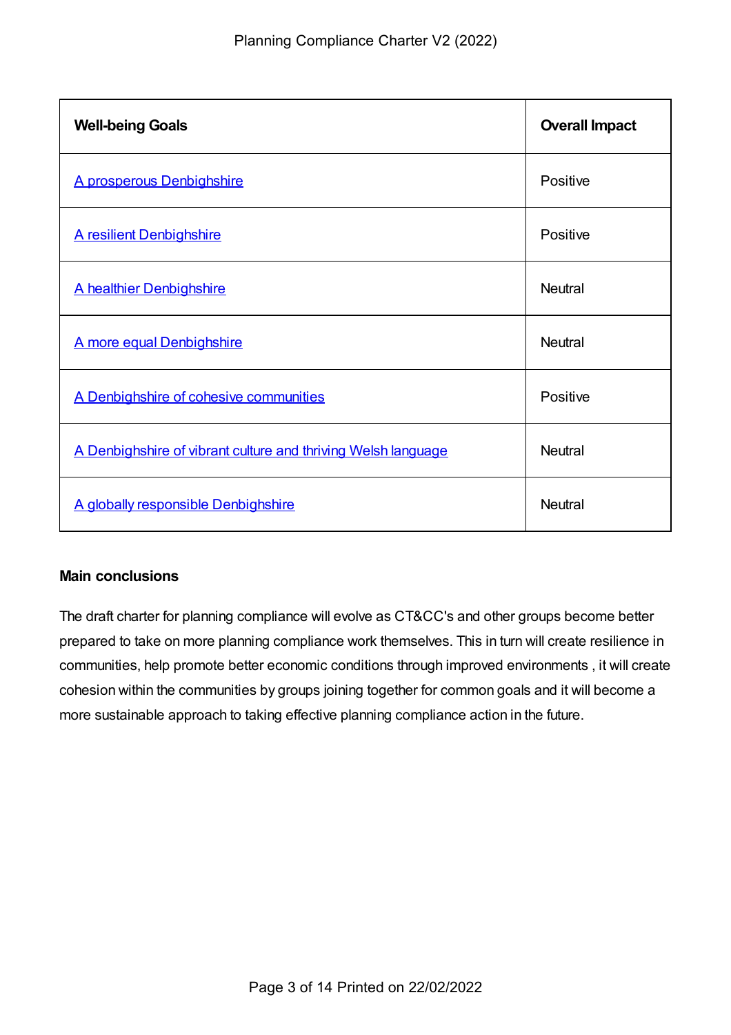| Well-being Goals | Overall Impact |
|---|---|
| A prosperous Denbighshire | Positive |
| A resilient Denbighshire | Positive |
| A healthier Denbighshire | Neutral |
| A more equal Denbighshire | Neutral |
| A Denbighshire of cohesive communities | Positive |
| A Denbighshire of vibrant culture and thriving Welsh language | Neutral |
| A globally responsible Denbighshire | Neutral |

**Main conclusions**

The draft charter for planning compliance will evolve as CT&CC's and other groups become better prepared to take on more planning compliance work themselves. This in turn will create resilience in communities, help promote better economic conditions through improved environments , it will create cohesion within the communities by groups joining together for common goals and it will become a more sustainable approach to taking effective planning compliance action in the future.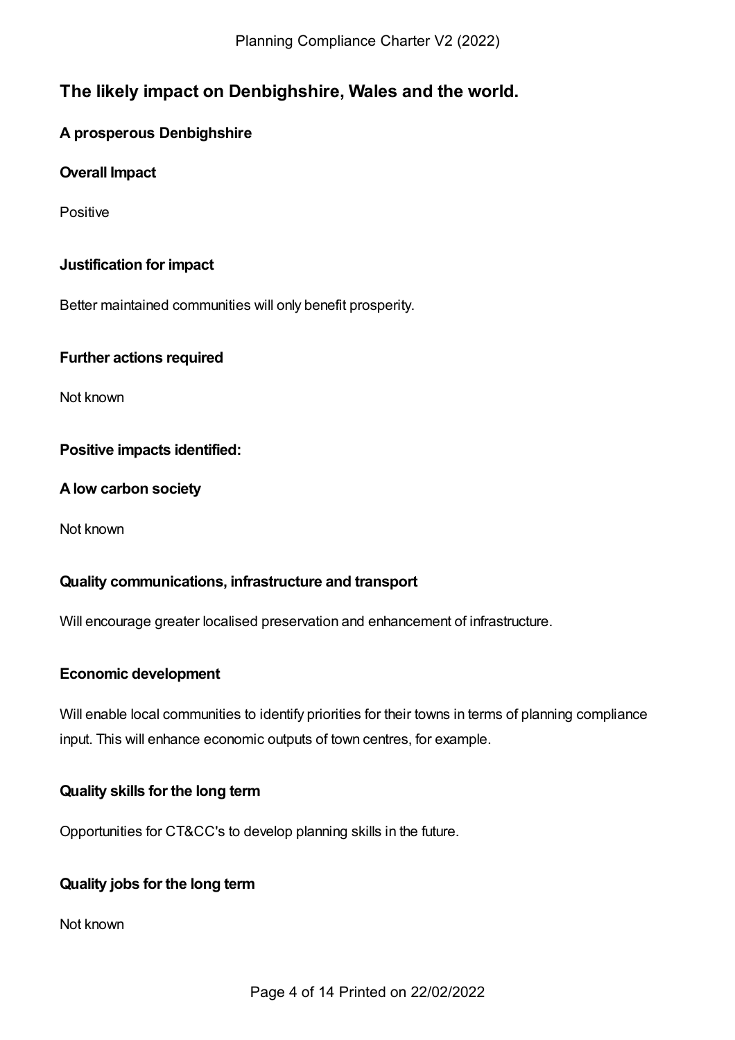## The likely impact on Denbighshire, Wales and the world.

### A prosperous Denbighshire

**Overall Impact**

Positive

**Justification for impact**

Better maintained communities will only benefit prosperity.

**Further actions required**

Not known

**Positive impacts identified:**

**A low carbon society**

Not known

**Quality communications, infrastructure and transport**

Will encourage greater localised preservation and enhancement of infrastructure.

**Economic development**

Will enable local communities to identify priorities for their towns in terms of planning compliance input. This will enhance economic outputs of town centres, for example.

**Quality skills for the long term**

Opportunities for CT&CC's to develop planning skills in the future.

**Quality jobs for the long term**

Not known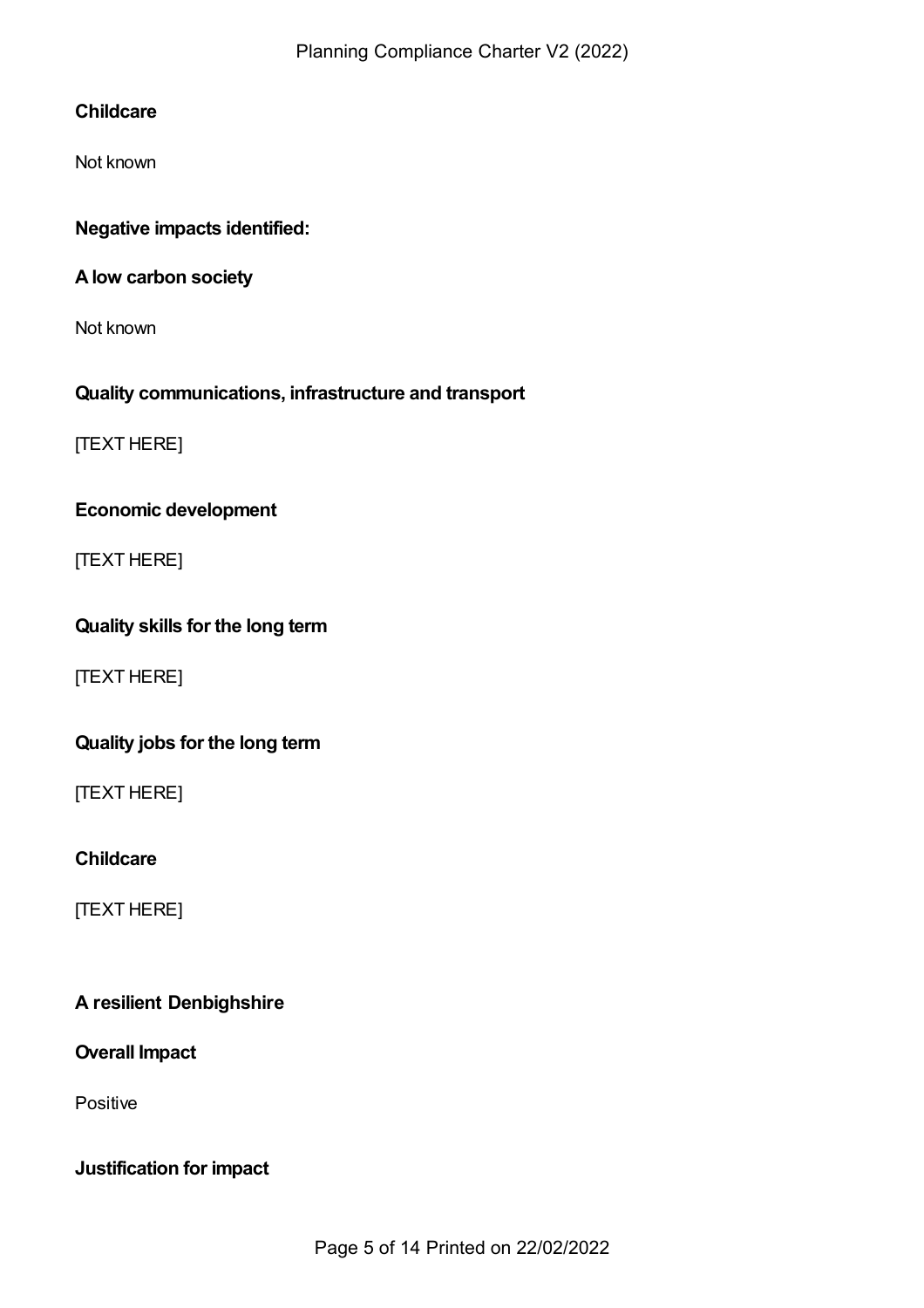**Childcare**

Not known

**Negative impacts identified:**

**A low carbon society**

Not known

**Quality communications, infrastructure and transport**

[TEXT HERE]

**Economic development**

[TEXT HERE]

**Quality skills for the long term**

[TEXT HERE]

**Quality jobs for the long term**

[TEXT HERE]

**Childcare**

[TEXT HERE]

**A resilient Denbighshire**

**Overall Impact**

Positive

**Justification for impact**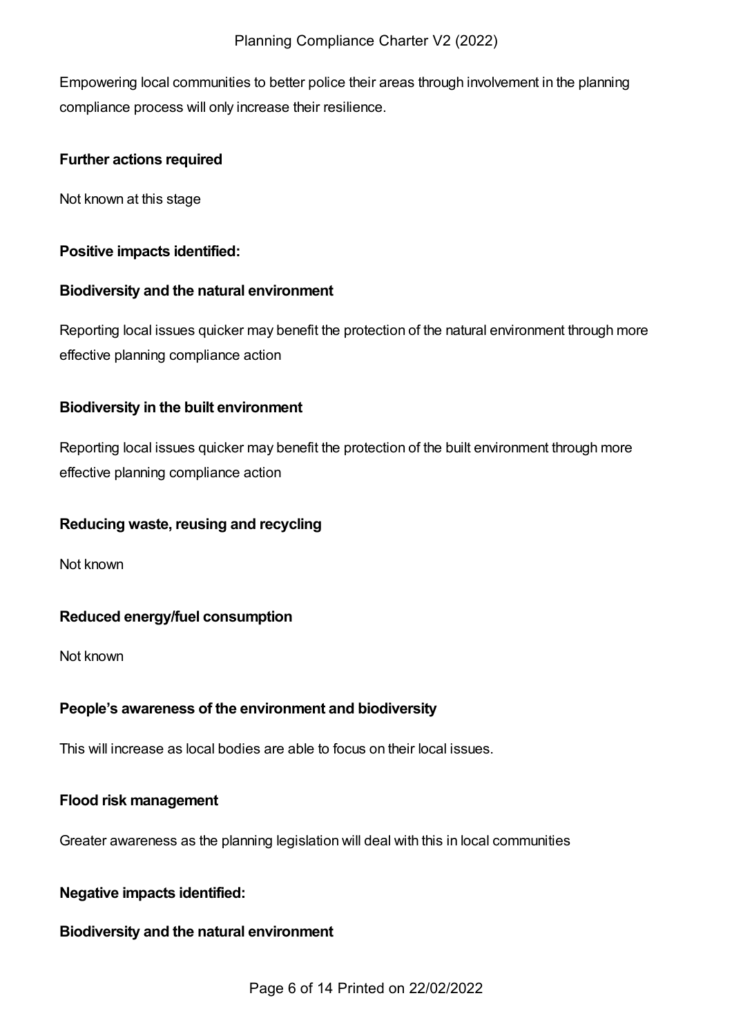Empowering local communities to better police their areas through involvement in the planning compliance process will only increase their resilience.

**Further actions required**

Not known at this stage

**Positive impacts identified:**

**Biodiversity and the natural environment**

Reporting local issues quicker may benefit the protection of the natural environment through more effective planning compliance action

**Biodiversity in the built environment**

Reporting local issues quicker may benefit the protection of the built environment through more effective planning compliance action

**Reducing waste, reusing and recycling**

Not known

**Reduced energy/fuel consumption**

Not known

**People's awareness of the environment and biodiversity**

This will increase as local bodies are able to focus on their local issues.

**Flood risk management**

Greater awareness as the planning legislation will deal with this in local communities

**Negative impacts identified:**

**Biodiversity and the natural environment**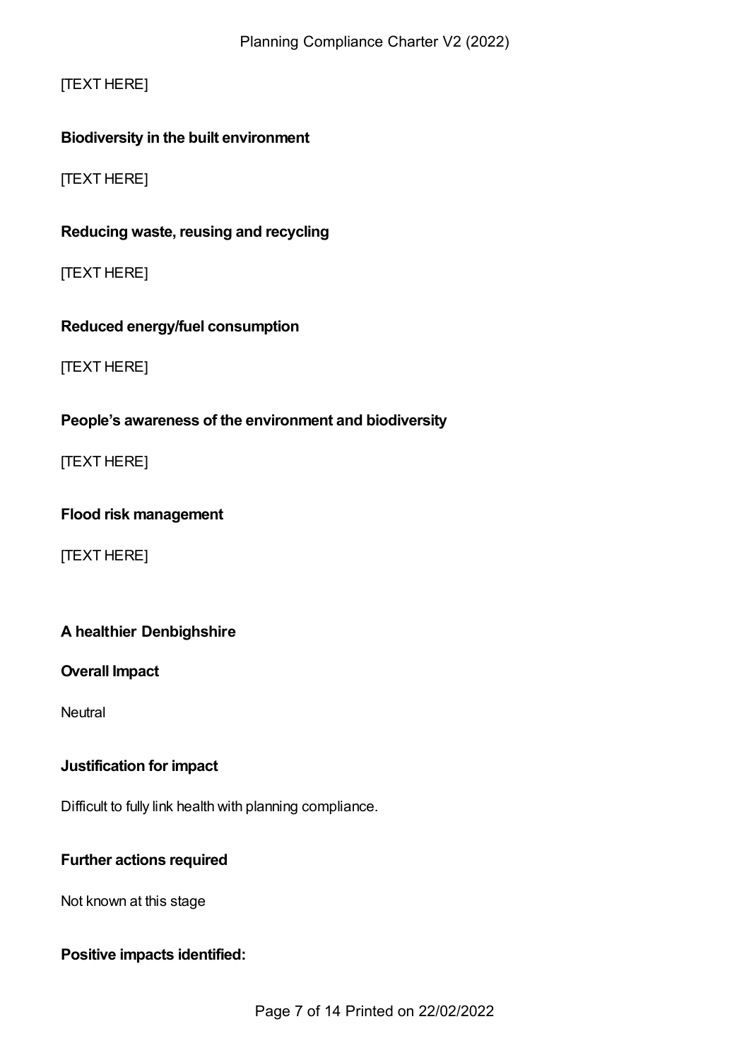[TEXT HERE]

**Biodiversity in the built environment**

[TEXT HERE]

**Reducing waste, reusing and recycling**

[TEXT HERE]

**Reduced energy/fuel consumption**

[TEXT HERE]

**People's awareness of the environment and biodiversity**

[TEXT HERE]

**Flood risk management**

[TEXT HERE]

## A healthier Denbighshire

**Overall Impact**

Neutral

**Justification for impact**

Difficult to fully link health with planning compliance.

**Further actions required**

Not known at this stage

**Positive impacts identified:**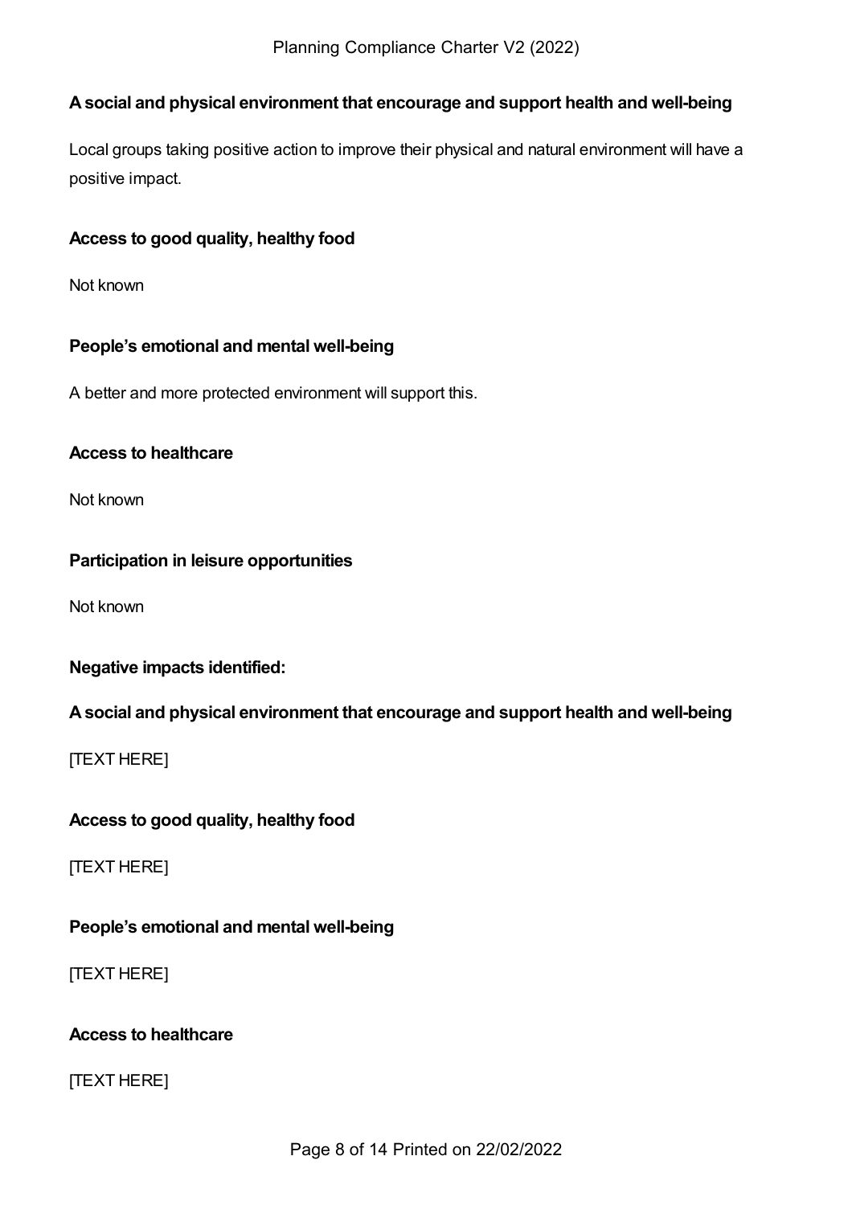**A social and physical environment that encourage and support health and well-being**

Local groups taking positive action to improve their physical and natural environment will have a positive impact.

**Access to good quality, healthy food**

Not known

**People's emotional and mental well-being**

A better and more protected environment will support this.

**Access to healthcare**

Not known

**Participation in leisure opportunities**

Not known

**Negative impacts identified:**

**A social and physical environment that encourage and support health and well-being**

[TEXT HERE]

**Access to good quality, healthy food**

[TEXT HERE]

**People's emotional and mental well-being**

[TEXT HERE]

**Access to healthcare**

[TEXT HERE]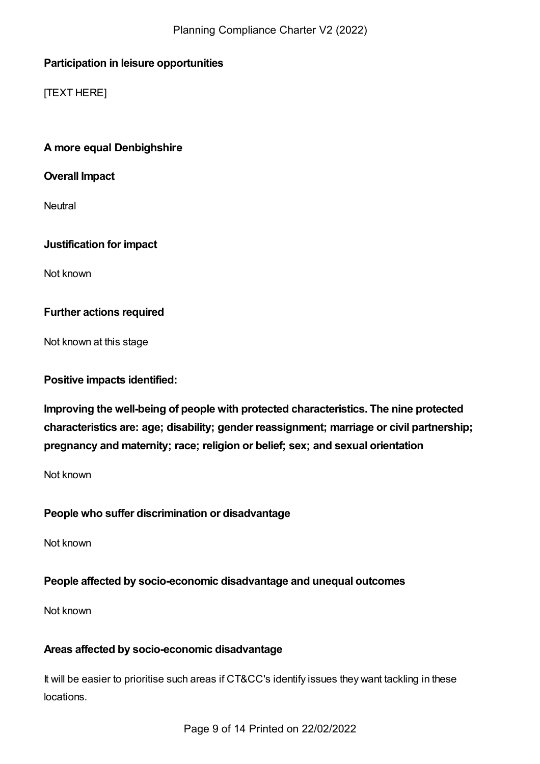**Participation in leisure opportunities**

[TEXT HERE]

**A more equal Denbighshire**

**Overall Impact**

Neutral

**Justification for impact**

Not known

**Further actions required**

Not known at this stage

**Positive impacts identified:**

**Improving the well-being of people with protected characteristics. The nine protected characteristics are: age; disability; gender reassignment; marriage or civil partnership; pregnancy and maternity; race; religion or belief; sex; and sexual orientation**

Not known

**People who suffer discrimination or disadvantage**

Not known

**People affected by socio-economic disadvantage and unequal outcomes**

Not known

**Areas affected by socio-economic disadvantage**

It will be easier to prioritise such areas if CT&CC's identify issues they want tackling in these locations.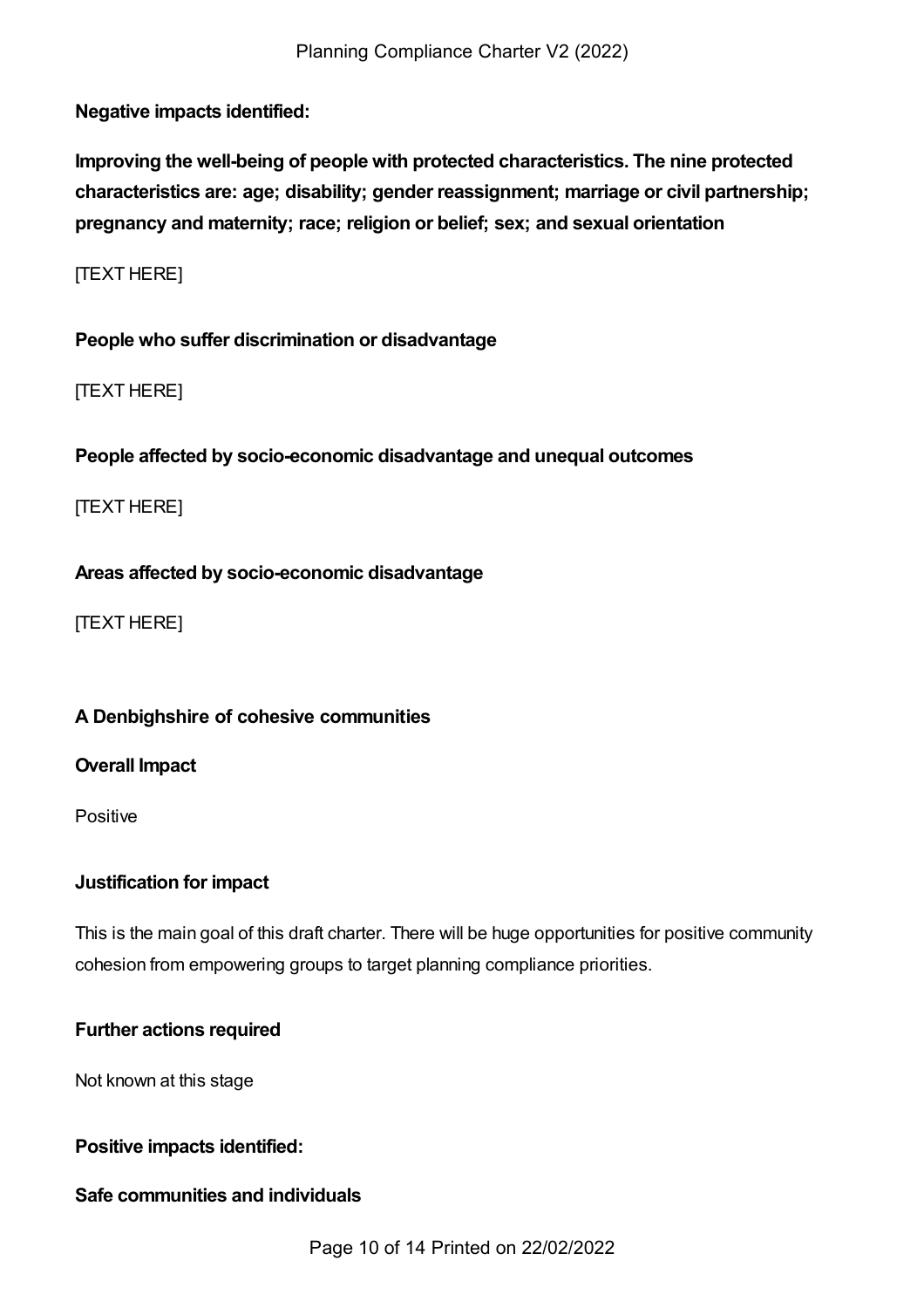**Negative impacts identified:**

**Improving the well-being of people with protected characteristics. The nine protected characteristics are: age; disability; gender reassignment; marriage or civil partnership; pregnancy and maternity; race; religion or belief; sex; and sexual orientation**

[TEXT HERE]

**People who suffer discrimination or disadvantage**

[TEXT HERE]

**People affected by socio-economic disadvantage and unequal outcomes**

[TEXT HERE]

**Areas affected by socio-economic disadvantage**

[TEXT HERE]

### A Denbighshire of cohesive communities

**Overall Impact**

Positive

**Justification for impact**

This is the main goal of this draft charter. There will be huge opportunities for positive community cohesion from empowering groups to target planning compliance priorities.

**Further actions required**

Not known at this stage

**Positive impacts identified:**

**Safe communities and individuals**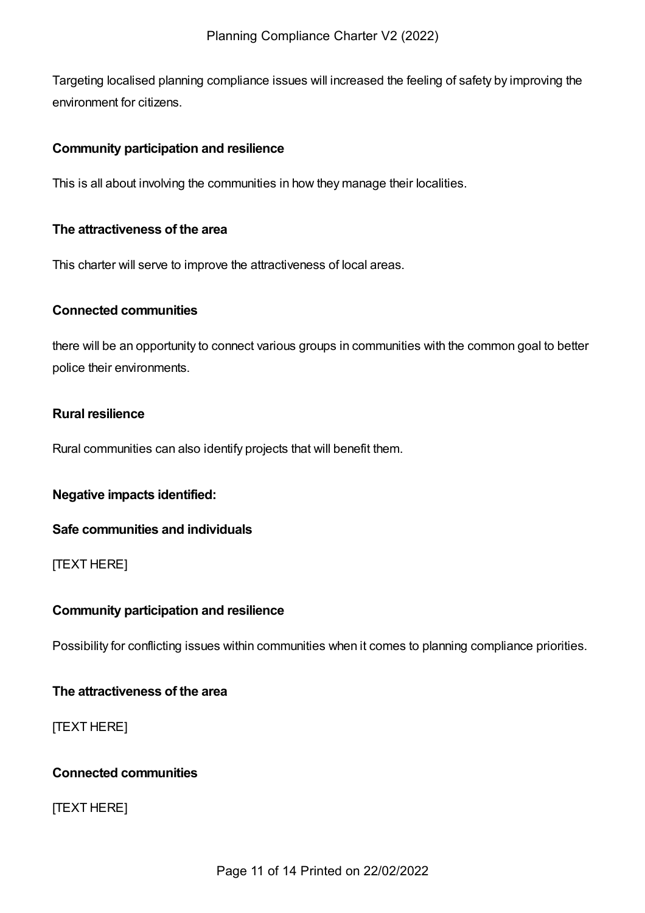Targeting localised planning compliance issues will increased the feeling of safety by improving the environment for citizens.

**Community participation and resilience**

This is all about involving the communities in how they manage their localities.

**The attractiveness of the area**

This charter will serve to improve the attractiveness of local areas.

**Connected communities**

there will be an opportunity to connect various groups in communities with the common goal to better police their environments.

**Rural resilience**

Rural communities can also identify projects that will benefit them.

**Negative impacts identified:**

**Safe communities and individuals**

[TEXT HERE]

**Community participation and resilience**

Possibility for conflicting issues within communities when it comes to planning compliance priorities.

**The attractiveness of the area**

[TEXT HERE]

**Connected communities**

[TEXT HERE]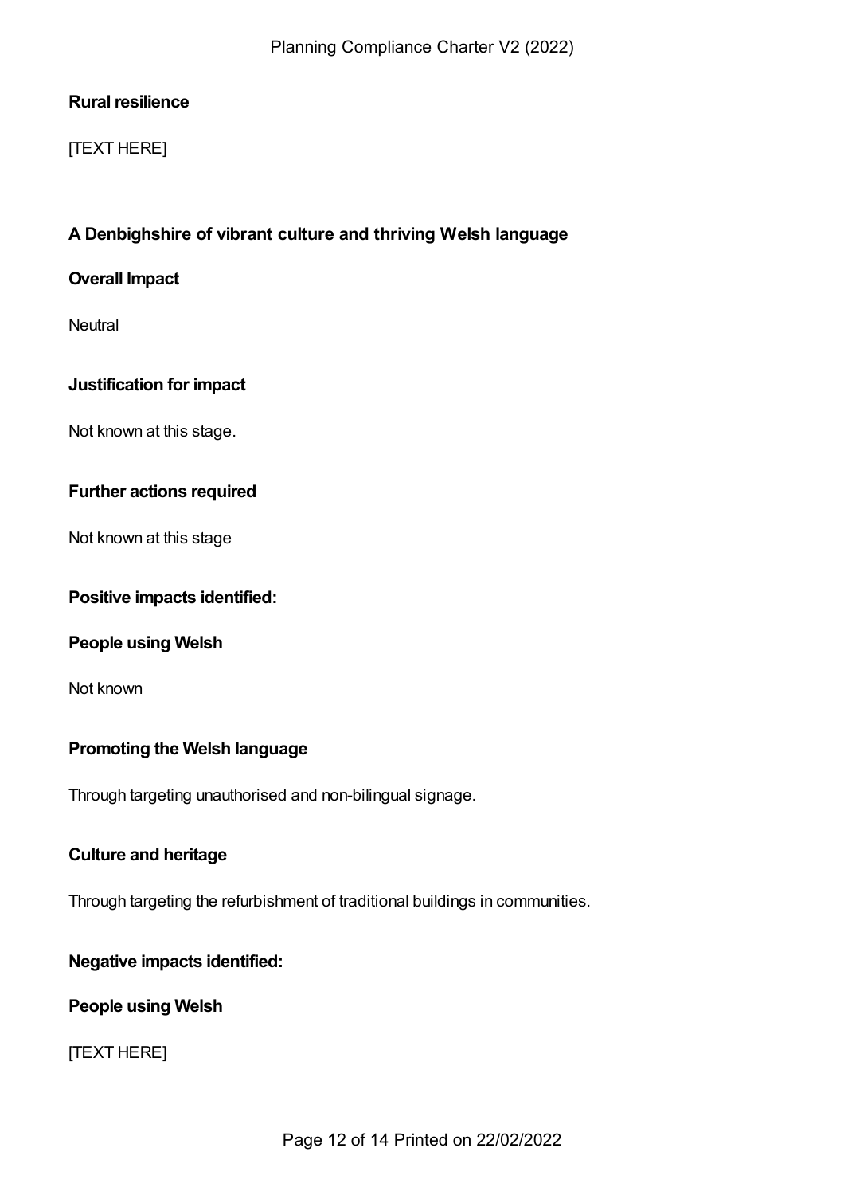**Rural resilience**

[TEXT HERE]

**A Denbighshire of vibrant culture and thriving Welsh language**

**Overall Impact**

Neutral

**Justification for impact**

Not known at this stage.

**Further actions required**

Not known at this stage

**Positive impacts identified:**

**People using Welsh**

Not known

**Promoting the Welsh language**

Through targeting unauthorised and non-bilingual signage.

**Culture and heritage**

Through targeting the refurbishment of traditional buildings in communities.

**Negative impacts identified:**

**People using Welsh**

[TEXT HERE]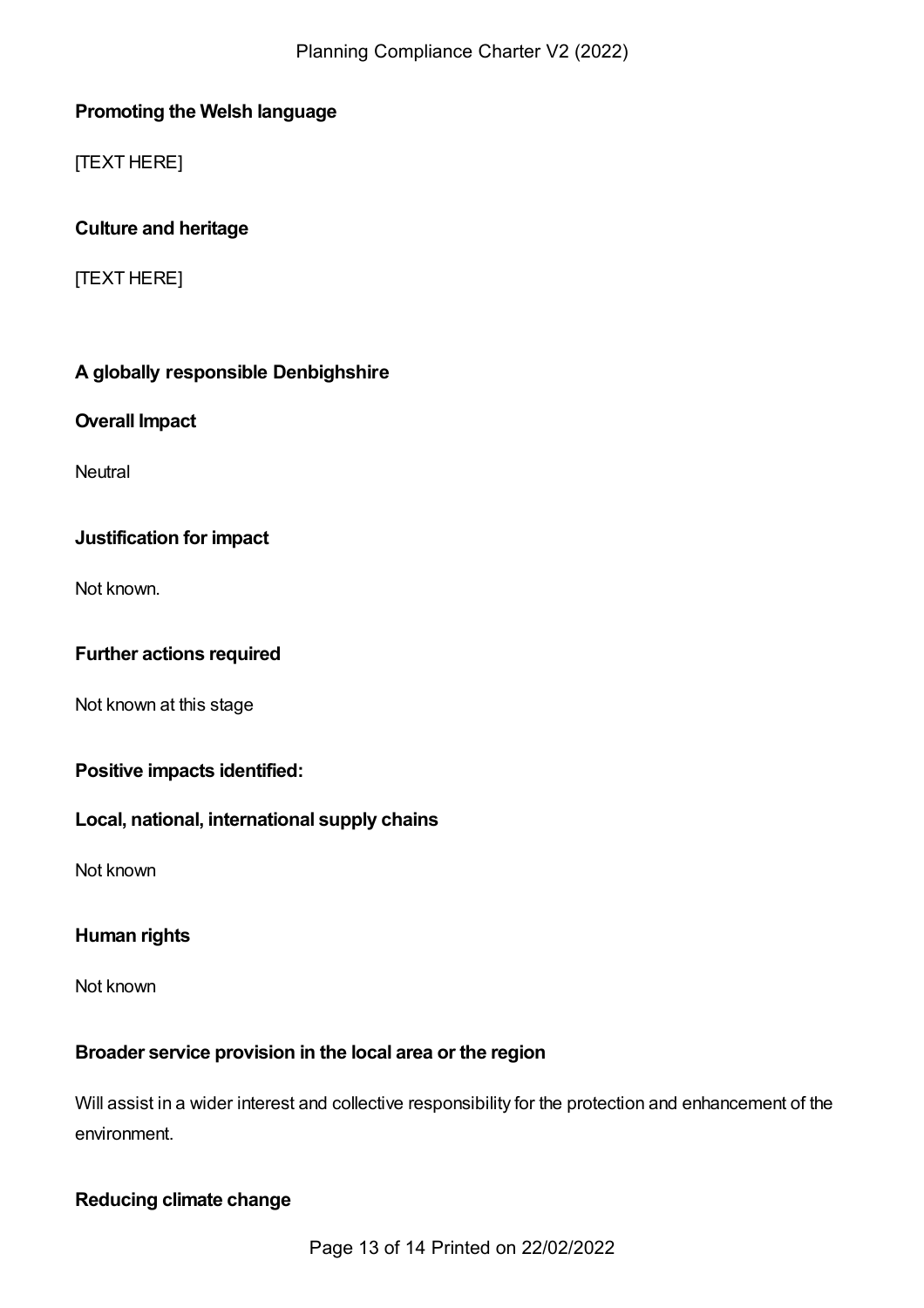**Promoting the Welsh language**

[TEXT HERE]

**Culture and heritage**

[TEXT HERE]

**A globally responsible Denbighshire**

**Overall Impact**

Neutral

**Justification for impact**

Not known.

**Further actions required**

Not known at this stage

**Positive impacts identified:**

**Local, national, international supply chains**

Not known

**Human rights**

Not known

**Broader service provision in the local area or the region**

Will assist in a wider interest and collective responsibility for the protection and enhancement of the environment.

**Reducing climate change**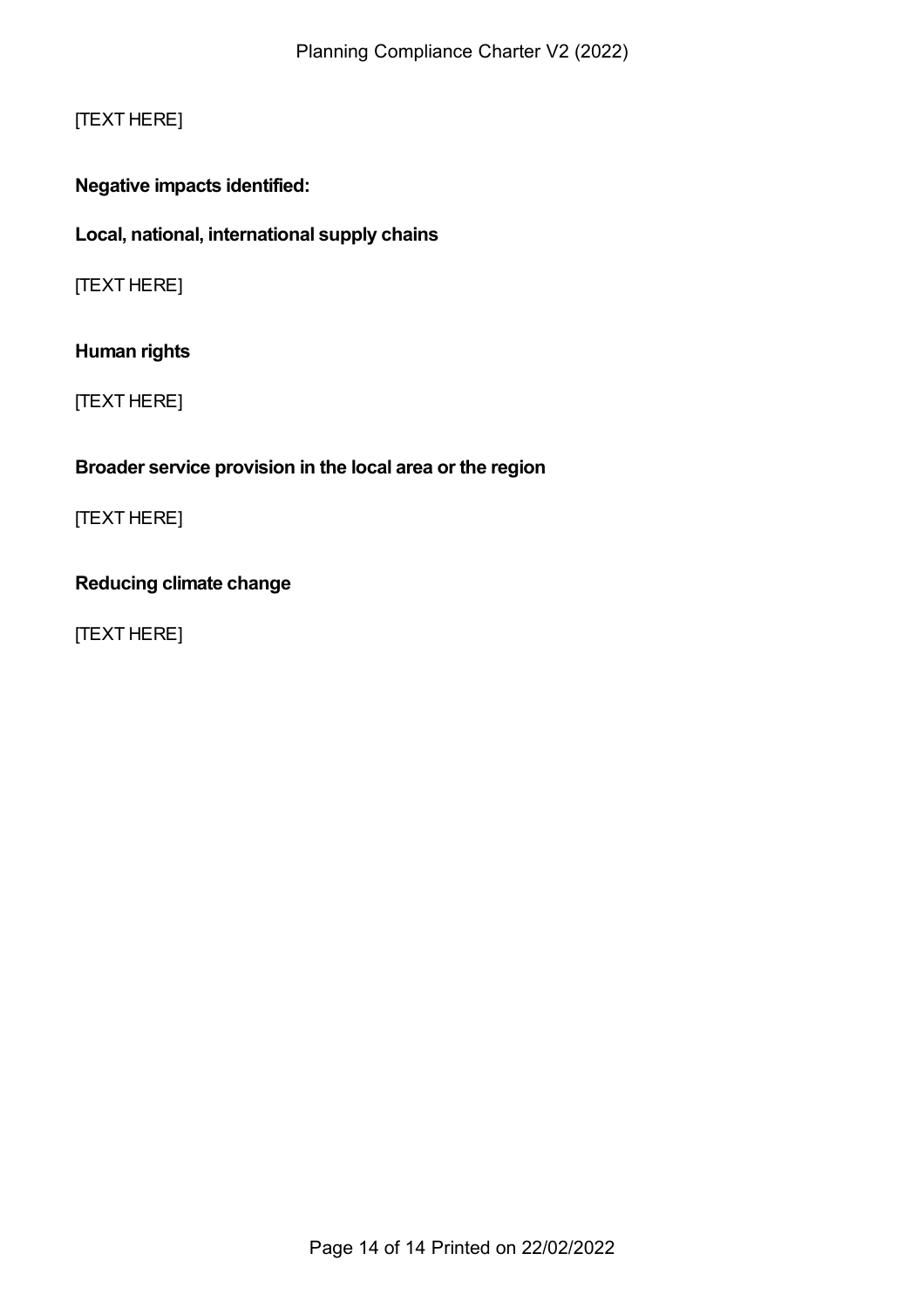[TEXT HERE]

**Negative impacts identified:**

**Local, national, international supply chains**

[TEXT HERE]

**Human rights**

[TEXT HERE]

**Broader service provision in the local area or the region**

[TEXT HERE]

**Reducing climate change**

[TEXT HERE]